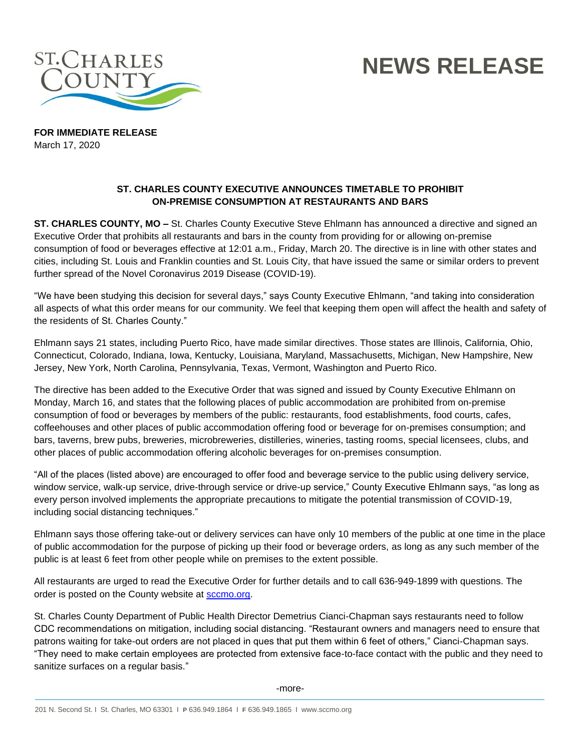# NEWS RELEASE

**FOR IMMEDIATE RELEASE**
March 17, 2020

**ST. CHARLES COUNTY EXECUTIVE ANNOUNCES TIMETABLE TO PROHIBIT ON-PREMISE CONSUMPTION AT RESTAURANTS AND BARS**

**ST. CHARLES COUNTY, MO –** St. Charles County Executive Steve Ehlmann has announced a directive and signed an Executive Order that prohibits all restaurants and bars in the county from providing for or allowing on-premise consumption of food or beverages effective at 12:01 a.m., Friday, March 20. The directive is in line with other states and cities, including St. Louis and Franklin counties and St. Louis City, that have issued the same or similar orders to prevent further spread of the Novel Coronavirus 2019 Disease (COVID-19).

"We have been studying this decision for several days," says County Executive Ehlmann, "and taking into consideration all aspects of what this order means for our community. We feel that keeping them open will affect the health and safety of the residents of St. Charles County."

Ehlmann says 21 states, including Puerto Rico, have made similar directives. Those states are Illinois, California, Ohio, Connecticut, Colorado, Indiana, Iowa, Kentucky, Louisiana, Maryland, Massachusetts, Michigan, New Hampshire, New Jersey, New York, North Carolina, Pennsylvania, Texas, Vermont, Washington and Puerto Rico.

The directive has been added to the Executive Order that was signed and issued by County Executive Ehlmann on Monday, March 16, and states that the following places of public accommodation are prohibited from on-premise consumption of food or beverages by members of the public: restaurants, food establishments, food courts, cafes, coffeehouses and other places of public accommodation offering food or beverage for on-premises consumption; and bars, taverns, brew pubs, breweries, microbreweries, distilleries, wineries, tasting rooms, special licensees, clubs, and other places of public accommodation offering alcoholic beverages for on-premises consumption.

"All of the places (listed above) are encouraged to offer food and beverage service to the public using delivery service, window service, walk-up service, drive-through service or drive-up service," County Executive Ehlmann says, "as long as every person involved implements the appropriate precautions to mitigate the potential transmission of COVID-19, including social distancing techniques."

Ehlmann says those offering take-out or delivery services can have only 10 members of the public at one time in the place of public accommodation for the purpose of picking up their food or beverage orders, as long as any such member of the public is at least 6 feet from other people while on premises to the extent possible.

All restaurants are urged to read the Executive Order for further details and to call 636-949-1899 with questions. The order is posted on the County website at sccmo.org.

St. Charles County Department of Public Health Director Demetrius Cianci-Chapman says restaurants need to follow CDC recommendations on mitigation, including social distancing. "Restaurant owners and managers need to ensure that patrons waiting for take-out orders are not placed in ques that put them within 6 feet of others," Cianci-Chapman says. "They need to make certain employees are protected from extensive face-to-face contact with the public and they need to sanitize surfaces on a regular basis."

-more-

201 N. Second St. I St. Charles, MO 63301 I P 636.949.1864 I F 636.949.1865 I www.sccmo.org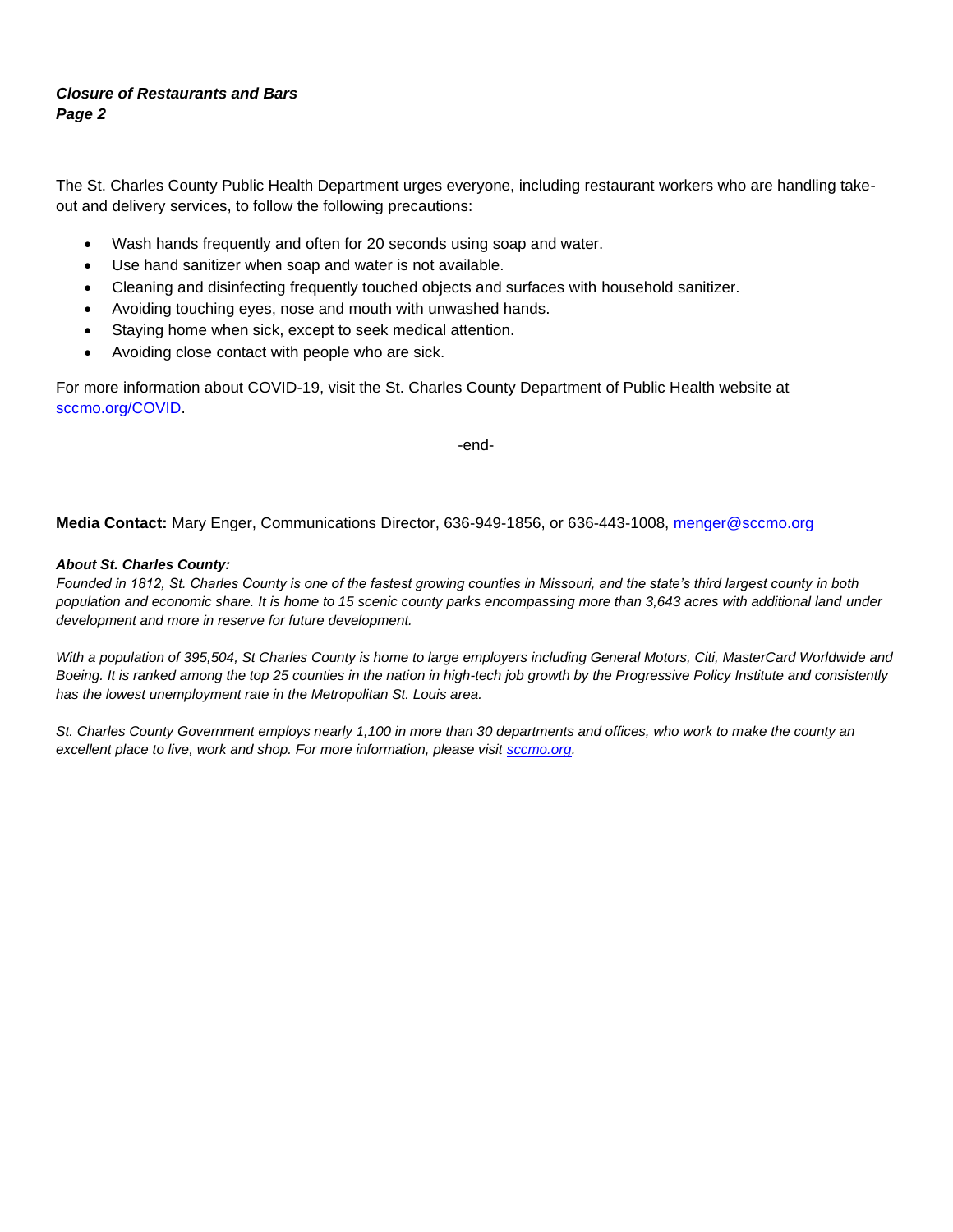The St. Charles County Public Health Department urges everyone, including restaurant workers who are handling take-out and delivery services, to follow the following precautions:

- Wash hands frequently and often for 20 seconds using soap and water.
- Use hand sanitizer when soap and water is not available.
- Cleaning and disinfecting frequently touched objects and surfaces with household sanitizer.
- Avoiding touching eyes, nose and mouth with unwashed hands.
- Staying home when sick, except to seek medical attention.
- Avoiding close contact with people who are sick.

For more information about COVID-19, visit the St. Charles County Department of Public Health website at sccmo.org/COVID.

-end-

**Media Contact:** Mary Enger, Communications Director, 636-949-1856, or 636-443-1008, menger@sccmo.org

***About St. Charles County:***

*Founded in 1812, St. Charles County is one of the fastest growing counties in Missouri, and the state's third largest county in both population and economic share. It is home to 15 scenic county parks encompassing more than 3,643 acres with additional land under development and more in reserve for future development.*

*With a population of 395,504, St Charles County is home to large employers including General Motors, Citi, MasterCard Worldwide and Boeing. It is ranked among the top 25 counties in the nation in high-tech job growth by the Progressive Policy Institute and consistently has the lowest unemployment rate in the Metropolitan St. Louis area.*

*St. Charles County Government employs nearly 1,100 in more than 30 departments and offices, who work to make the county an excellent place to live, work and shop. For more information, please visit sccmo.org.*